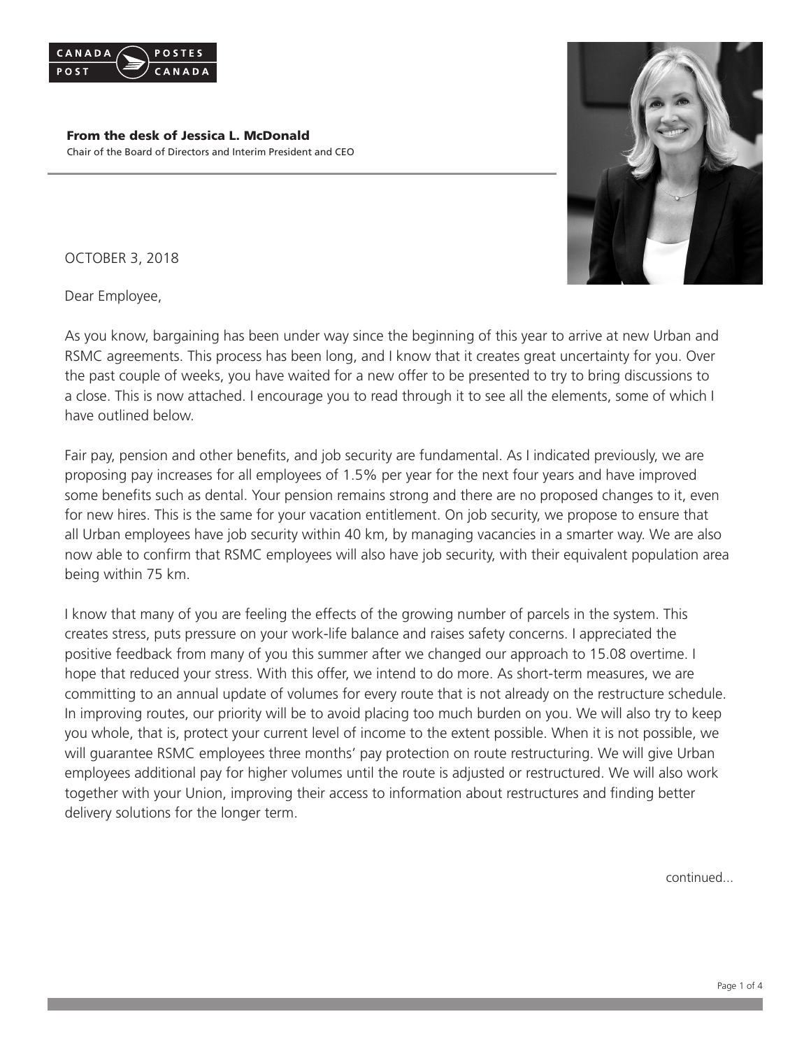CANADA POST / POSTES CANADA

**From the desk of Jessica L. McDonald**
Chair of the Board of Directors and Interim President and CEO

OCTOBER 3, 2018

Dear Employee,

As you know, bargaining has been under way since the beginning of this year to arrive at new Urban and RSMC agreements. This process has been long, and I know that it creates great uncertainty for you. Over the past couple of weeks, you have waited for a new offer to be presented to try to bring discussions to a close. This is now attached. I encourage you to read through it to see all the elements, some of which I have outlined below.

Fair pay, pension and other benefits, and job security are fundamental. As I indicated previously, we are proposing pay increases for all employees of 1.5% per year for the next four years and have improved some benefits such as dental. Your pension remains strong and there are no proposed changes to it, even for new hires. This is the same for your vacation entitlement. On job security, we propose to ensure that all Urban employees have job security within 40 km, by managing vacancies in a smarter way. We are also now able to confirm that RSMC employees will also have job security, with their equivalent population area being within 75 km.

I know that many of you are feeling the effects of the growing number of parcels in the system. This creates stress, puts pressure on your work-life balance and raises safety concerns. I appreciated the positive feedback from many of you this summer after we changed our approach to 15.08 overtime. I hope that reduced your stress. With this offer, we intend to do more. As short-term measures, we are committing to an annual update of volumes for every route that is not already on the restructure schedule. In improving routes, our priority will be to avoid placing too much burden on you. We will also try to keep you whole, that is, protect your current level of income to the extent possible. When it is not possible, we will guarantee RSMC employees three months' pay protection on route restructuring. We will give Urban employees additional pay for higher volumes until the route is adjusted or restructured. We will also work together with your Union, improving their access to information about restructures and finding better delivery solutions for the longer term.

continued...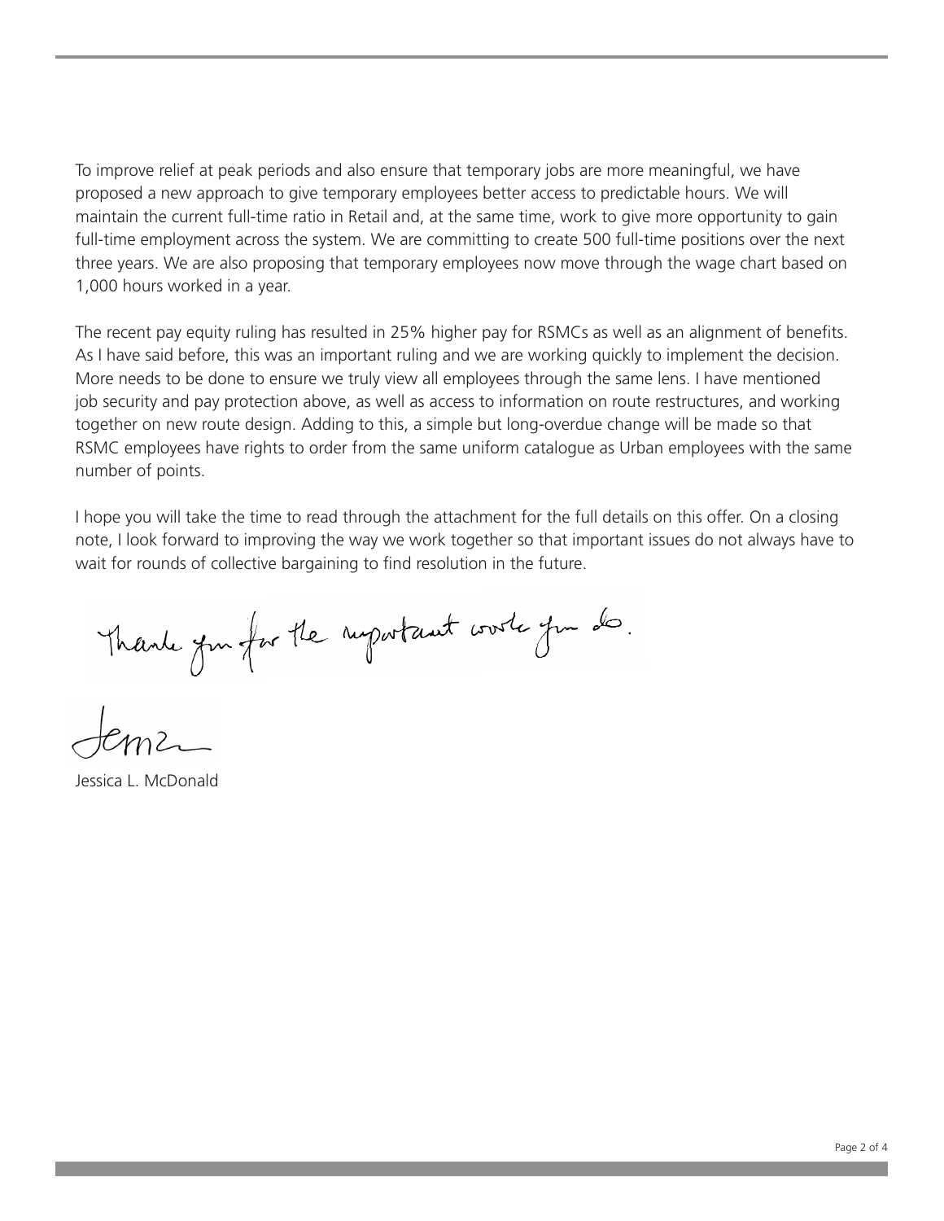To improve relief at peak periods and also ensure that temporary jobs are more meaningful, we have proposed a new approach to give temporary employees better access to predictable hours. We will maintain the current full-time ratio in Retail and, at the same time, work to give more opportunity to gain full-time employment across the system. We are committing to create 500 full-time positions over the next three years. We are also proposing that temporary employees now move through the wage chart based on 1,000 hours worked in a year.

The recent pay equity ruling has resulted in 25% higher pay for RSMCs as well as an alignment of benefits. As I have said before, this was an important ruling and we are working quickly to implement the decision. More needs to be done to ensure we truly view all employees through the same lens. I have mentioned job security and pay protection above, as well as access to information on route restructures, and working together on new route design. Adding to this, a simple but long-overdue change will be made so that RSMC employees have rights to order from the same uniform catalogue as Urban employees with the same number of points.

I hope you will take the time to read through the attachment for the full details on this offer. On a closing note, I look forward to improving the way we work together so that important issues do not always have to wait for rounds of collective bargaining to find resolution in the future.

*Thank you for the important work you do.*

Jessica L. McDonald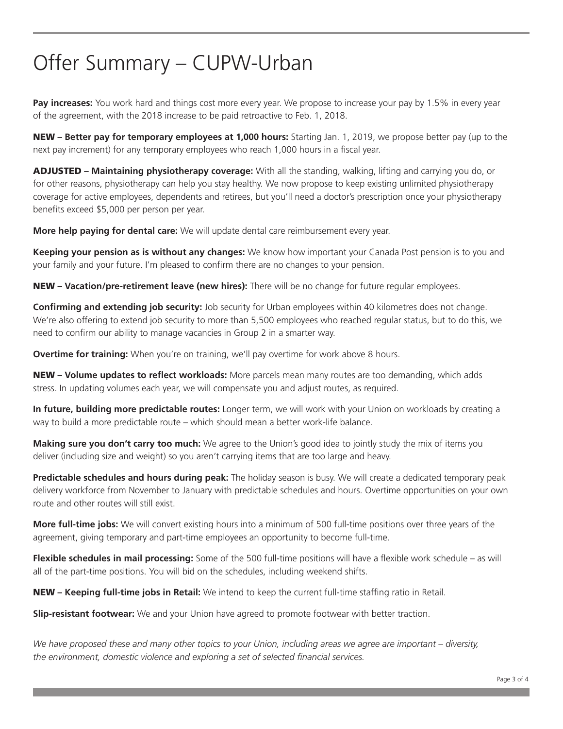# Offer Summary – CUPW-Urban

**Pay increases:** You work hard and things cost more every year. We propose to increase your pay by 1.5% in every year of the agreement, with the 2018 increase to be paid retroactive to Feb. 1, 2018.

**NEW – Better pay for temporary employees at 1,000 hours:** Starting Jan. 1, 2019, we propose better pay (up to the next pay increment) for any temporary employees who reach 1,000 hours in a fiscal year.

**ADJUSTED – Maintaining physiotherapy coverage:** With all the standing, walking, lifting and carrying you do, or for other reasons, physiotherapy can help you stay healthy. We now propose to keep existing unlimited physiotherapy coverage for active employees, dependents and retirees, but you'll need a doctor's prescription once your physiotherapy benefits exceed $5,000 per person per year.

**More help paying for dental care:** We will update dental care reimbursement every year.

**Keeping your pension as is without any changes:** We know how important your Canada Post pension is to you and your family and your future. I'm pleased to confirm there are no changes to your pension.

**NEW – Vacation/pre-retirement leave (new hires):** There will be no change for future regular employees.

**Confirming and extending job security:** Job security for Urban employees within 40 kilometres does not change. We're also offering to extend job security to more than 5,500 employees who reached regular status, but to do this, we need to confirm our ability to manage vacancies in Group 2 in a smarter way.

**Overtime for training:** When you're on training, we'll pay overtime for work above 8 hours.

**NEW – Volume updates to reflect workloads:** More parcels mean many routes are too demanding, which adds stress. In updating volumes each year, we will compensate you and adjust routes, as required.

**In future, building more predictable routes:** Longer term, we will work with your Union on workloads by creating a way to build a more predictable route – which should mean a better work-life balance.

**Making sure you don't carry too much:** We agree to the Union's good idea to jointly study the mix of items you deliver (including size and weight) so you aren't carrying items that are too large and heavy.

**Predictable schedules and hours during peak:** The holiday season is busy. We will create a dedicated temporary peak delivery workforce from November to January with predictable schedules and hours. Overtime opportunities on your own route and other routes will still exist.

**More full-time jobs:** We will convert existing hours into a minimum of 500 full-time positions over three years of the agreement, giving temporary and part-time employees an opportunity to become full-time.

**Flexible schedules in mail processing:** Some of the 500 full-time positions will have a flexible work schedule – as will all of the part-time positions. You will bid on the schedules, including weekend shifts.

**NEW – Keeping full-time jobs in Retail:** We intend to keep the current full-time staffing ratio in Retail.

**Slip-resistant footwear:** We and your Union have agreed to promote footwear with better traction.

*We have proposed these and many other topics to your Union, including areas we agree are important – diversity, the environment, domestic violence and exploring a set of selected financial services.*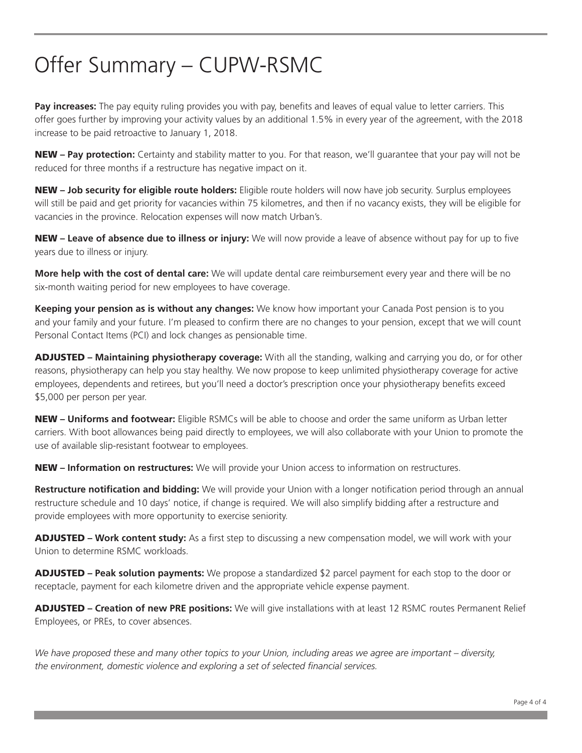# Offer Summary – CUPW-RSMC

**Pay increases:** The pay equity ruling provides you with pay, benefits and leaves of equal value to letter carriers. This offer goes further by improving your activity values by an additional 1.5% in every year of the agreement, with the 2018 increase to be paid retroactive to January 1, 2018.

**NEW – Pay protection:** Certainty and stability matter to you. For that reason, we'll guarantee that your pay will not be reduced for three months if a restructure has negative impact on it.

**NEW – Job security for eligible route holders:** Eligible route holders will now have job security. Surplus employees will still be paid and get priority for vacancies within 75 kilometres, and then if no vacancy exists, they will be eligible for vacancies in the province. Relocation expenses will now match Urban's.

**NEW – Leave of absence due to illness or injury:** We will now provide a leave of absence without pay for up to five years due to illness or injury.

**More help with the cost of dental care:** We will update dental care reimbursement every year and there will be no six-month waiting period for new employees to have coverage.

**Keeping your pension as is without any changes:** We know how important your Canada Post pension is to you and your family and your future. I'm pleased to confirm there are no changes to your pension, except that we will count Personal Contact Items (PCI) and lock changes as pensionable time.

**ADJUSTED – Maintaining physiotherapy coverage:** With all the standing, walking and carrying you do, or for other reasons, physiotherapy can help you stay healthy. We now propose to keep unlimited physiotherapy coverage for active employees, dependents and retirees, but you'll need a doctor's prescription once your physiotherapy benefits exceed $5,000 per person per year.

**NEW – Uniforms and footwear:** Eligible RSMCs will be able to choose and order the same uniform as Urban letter carriers. With boot allowances being paid directly to employees, we will also collaborate with your Union to promote the use of available slip-resistant footwear to employees.

**NEW – Information on restructures:** We will provide your Union access to information on restructures.

**Restructure notification and bidding:** We will provide your Union with a longer notification period through an annual restructure schedule and 10 days' notice, if change is required. We will also simplify bidding after a restructure and provide employees with more opportunity to exercise seniority.

**ADJUSTED – Work content study:** As a first step to discussing a new compensation model, we will work with your Union to determine RSMC workloads.

**ADJUSTED – Peak solution payments:** We propose a standardized $2 parcel payment for each stop to the door or receptacle, payment for each kilometre driven and the appropriate vehicle expense payment.

**ADJUSTED – Creation of new PRE positions:** We will give installations with at least 12 RSMC routes Permanent Relief Employees, or PREs, to cover absences.

*We have proposed these and many other topics to your Union, including areas we agree are important – diversity, the environment, domestic violence and exploring a set of selected financial services.*